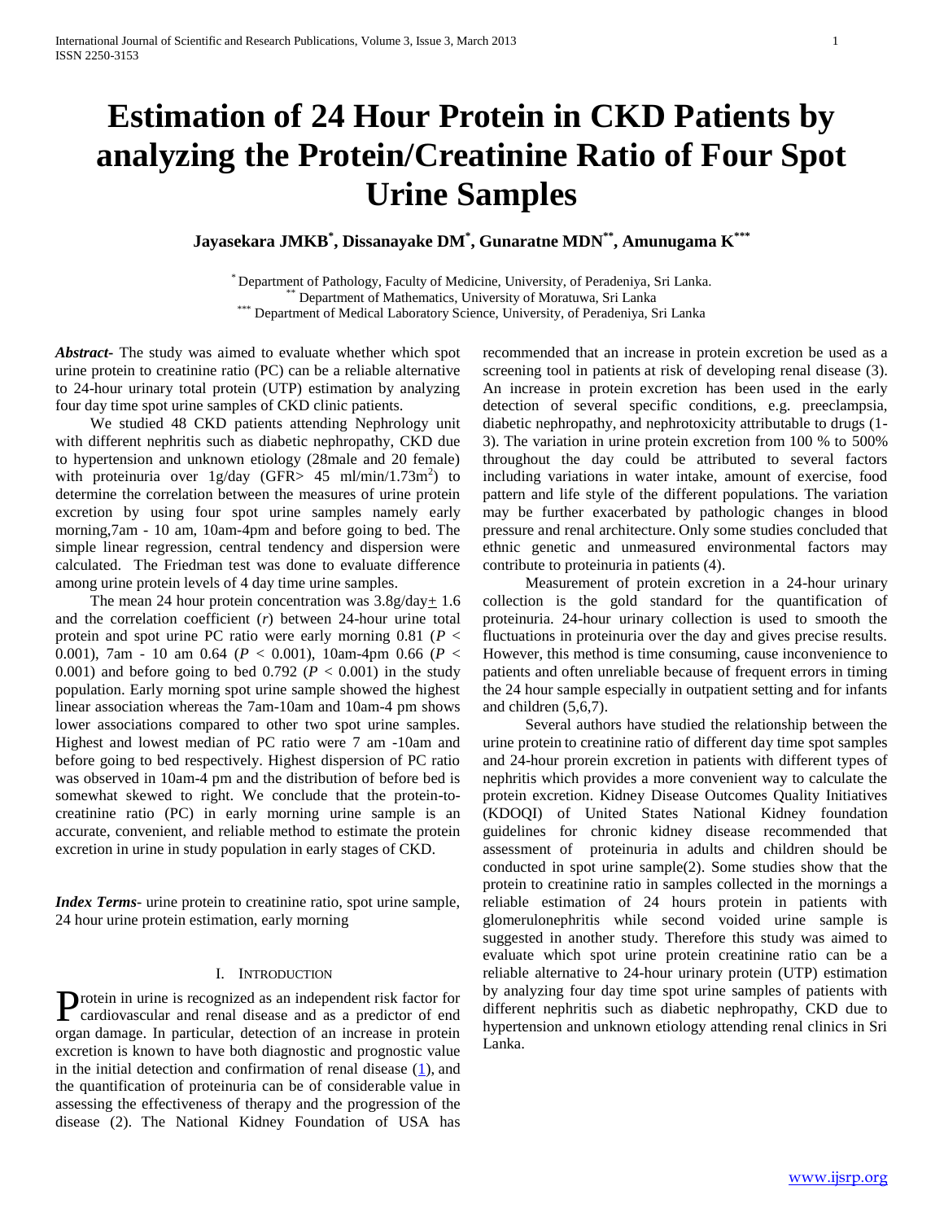# Estimation of 24 Hour Protein in CKD Patients by analyzing the Protein/Creatinine Ratio of Four Spot Urine Samples

**Jayasekara JMKB[*], Dissanayake DM[*], Gunaratne MDN[**], Amunugama K[***]**

[*] Department of Pathology, Faculty of Medicine, University, of Peradeniya, Sri Lanka.
[**] Department of Mathematics, University of Moratuwa, Sri Lanka
[***] Department of Medical Laboratory Science, University, of Peradeniya, Sri Lanka

***Abstract-*** The study was aimed to evaluate whether which spot urine protein to creatinine ratio (PC) can be a reliable alternative to 24-hour urinary total protein (UTP) estimation by analyzing four day time spot urine samples of CKD clinic patients.

We studied 48 CKD patients attending Nephrology unit with different nephritis such as diabetic nephropathy, CKD due to hypertension and unknown etiology (28male and 20 female) with proteinuria over 1g/day (GFR> 45 ml/min/1.73m$^2$) to determine the correlation between the measures of urine protein excretion by using four spot urine samples namely early morning,7am - 10 am, 10am-4pm and before going to bed. The simple linear regression, central tendency and dispersion were calculated. The Friedman test was done to evaluate difference among urine protein levels of 4 day time urine samples.

The mean 24 hour protein concentration was 3.8g/day$\pm$ 1.6 and the correlation coefficient ($r$) between 24-hour urine total protein and spot urine PC ratio were early morning 0.81 ($P < 0.001$), 7am - 10 am 0.64 ($P < 0.001$), 10am-4pm 0.66 ($P < 0.001$) and before going to bed 0.792 ($P < 0.001$) in the study population. Early morning spot urine sample showed the highest linear association whereas the 7am-10am and 10am-4 pm shows lower associations compared to other two spot urine samples. Highest and lowest median of PC ratio were 7 am -10am and before going to bed respectively. Highest dispersion of PC ratio was observed in 10am-4 pm and the distribution of before bed is somewhat skewed to right. We conclude that the protein-to-creatinine ratio (PC) in early morning urine sample is an accurate, convenient, and reliable method to estimate the protein excretion in urine in study population in early stages of CKD.

***Index Terms-*** urine protein to creatinine ratio, spot urine sample, 24 hour urine protein estimation, early morning

## I. INTRODUCTION

Protein in urine is recognized as an independent risk factor for cardiovascular and renal disease and as a predictor of end organ damage. In particular, detection of an increase in protein excretion is known to have both diagnostic and prognostic value in the initial detection and confirmation of renal disease (1), and the quantification of proteinuria can be of considerable value in assessing the effectiveness of therapy and the progression of the disease (2). The National Kidney Foundation of USA has recommended that an increase in protein excretion be used as a screening tool in patients at risk of developing renal disease (3). An increase in protein excretion has been used in the early detection of several specific conditions, e.g. preeclampsia, diabetic nephropathy, and nephrotoxicity attributable to drugs (1-3). The variation in urine protein excretion from 100 % to 500% throughout the day could be attributed to several factors including variations in water intake, amount of exercise, food pattern and life style of the different populations. The variation may be further exacerbated by pathologic changes in blood pressure and renal architecture. Only some studies concluded that ethnic genetic and unmeasured environmental factors may contribute to proteinuria in patients (4).

Measurement of protein excretion in a 24-hour urinary collection is the gold standard for the quantification of proteinuria. 24-hour urinary collection is used to smooth the fluctuations in proteinuria over the day and gives precise results. However, this method is time consuming, cause inconvenience to patients and often unreliable because of frequent errors in timing the 24 hour sample especially in outpatient setting and for infants and children (5,6,7).

Several authors have studied the relationship between the urine protein to creatinine ratio of different day time spot samples and 24-hour prorein excretion in patients with different types of nephritis which provides a more convenient way to calculate the protein excretion. Kidney Disease Outcomes Quality Initiatives (KDOQI) of United States National Kidney foundation guidelines for chronic kidney disease recommended that assessment of proteinuria in adults and children should be conducted in spot urine sample(2). Some studies show that the protein to creatinine ratio in samples collected in the mornings a reliable estimation of 24 hours protein in patients with glomerulonephritis while second voided urine sample is suggested in another study. Therefore this study was aimed to evaluate which spot urine protein creatinine ratio can be a reliable alternative to 24-hour urinary protein (UTP) estimation by analyzing four day time spot urine samples of patients with different nephritis such as diabetic nephropathy, CKD due to hypertension and unknown etiology attending renal clinics in Sri Lanka.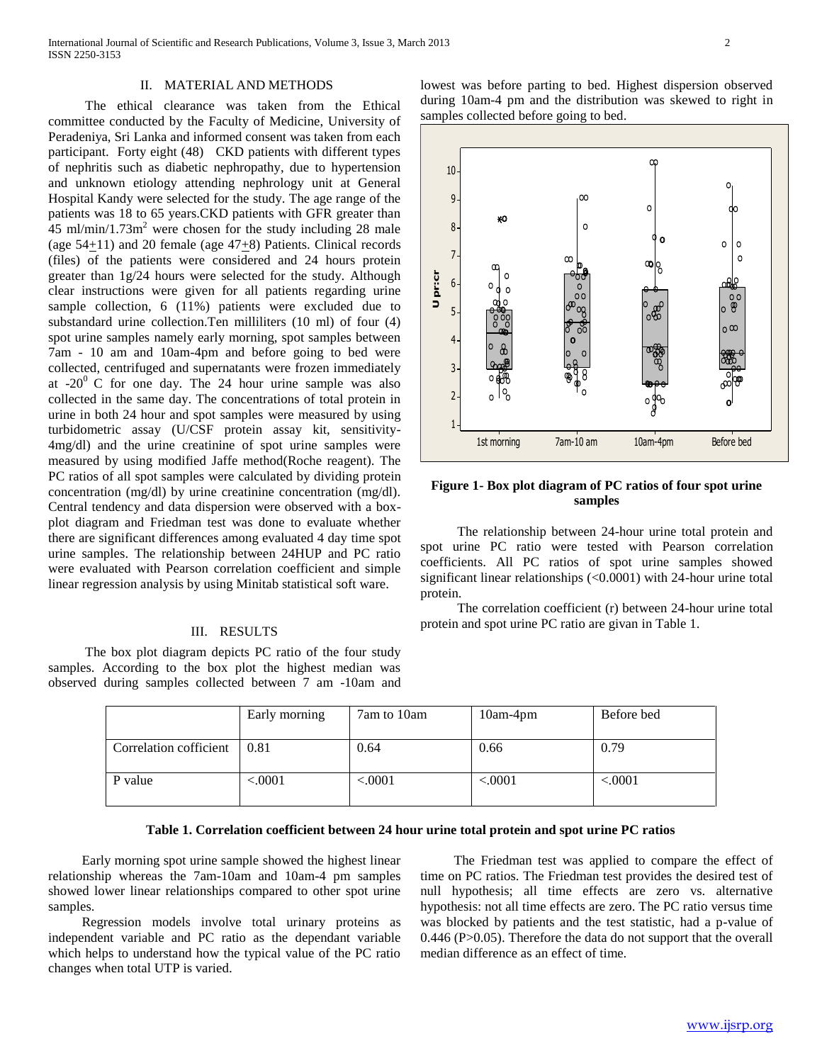## II. MATERIAL AND METHODS

The ethical clearance was taken from the Ethical committee conducted by the Faculty of Medicine, University of Peradeniya, Sri Lanka and informed consent was taken from each participant. Forty eight (48) CKD patients with different types of nephritis such as diabetic nephropathy, due to hypertension and unknown etiology attending nephrology unit at General Hospital Kandy were selected for the study. The age range of the patients was 18 to 65 years.CKD patients with GFR greater than 45 ml/min/1.73m$^2$ were chosen for the study including 28 male (age 54$\pm$11) and 20 female (age 47$\pm$8) Patients. Clinical records (files) of the patients were considered and 24 hours protein greater than 1g/24 hours were selected for the study. Although clear instructions were given for all patients regarding urine sample collection, 6 (11%) patients were excluded due to substandard urine collection.Ten milliliters (10 ml) of four (4) spot urine samples namely early morning, spot samples between 7am - 10 am and 10am-4pm and before going to bed were collected, centrifuged and supernatants were frozen immediately at -20$^0$ C for one day. The 24 hour urine sample was also collected in the same day. The concentrations of total protein in urine in both 24 hour and spot samples were measured by using turbidometric assay (U/CSF protein assay kit, sensitivity-4mg/dl) and the urine creatinine of spot urine samples were measured by using modified Jaffe method(Roche reagent). The PC ratios of all spot samples were calculated by dividing protein concentration (mg/dl) by urine creatinine concentration (mg/dl). Central tendency and data dispersion were observed with a box-plot diagram and Friedman test was done to evaluate whether there are significant differences among evaluated 4 day time spot urine samples. The relationship between 24HUP and PC ratio were evaluated with Pearson correlation coefficient and simple linear regression analysis by using Minitab statistical soft ware.

## III. RESULTS

The box plot diagram depicts PC ratio of the four study samples. According to the box plot the highest median was observed during samples collected between 7 am -10am and lowest was before parting to bed. Highest dispersion observed during 10am-4 pm and the distribution was skewed to right in samples collected before going to bed.

**Figure 1- Box plot diagram of PC ratios of four spot urine samples**

The relationship between 24-hour urine total protein and spot urine PC ratio were tested with Pearson correlation coefficients. All PC ratios of spot urine samples showed significant linear relationships (<0.0001) with 24-hour urine total protein.

The correlation coefficient (r) between 24-hour urine total protein and spot urine PC ratio are givan in Table 1.

| | Early morning | 7am to 10am | 10am-4pm | Before bed |
|---|---|---|---|---|
| Correlation cofficient | 0.81 | 0.64 | 0.66 | 0.79 |
| P value | <.0001 | <.0001 | <.0001 | <.0001 |

**Table 1. Correlation coefficient between 24 hour urine total protein and spot urine PC ratios**

Early morning spot urine sample showed the highest linear relationship whereas the 7am-10am and 10am-4 pm samples showed lower linear relationships compared to other spot urine samples.

Regression models involve total urinary proteins as independent variable and PC ratio as the dependant variable which helps to understand how the typical value of the PC ratio changes when total UTP is varied.

The Friedman test was applied to compare the effect of time on PC ratios. The Friedman test provides the desired test of null hypothesis; all time effects are zero vs. alternative hypothesis: not all time effects are zero. The PC ratio versus time was blocked by patients and the test statistic, had a p-value of 0.446 (P>0.05). Therefore the data do not support that the overall median difference as an effect of time.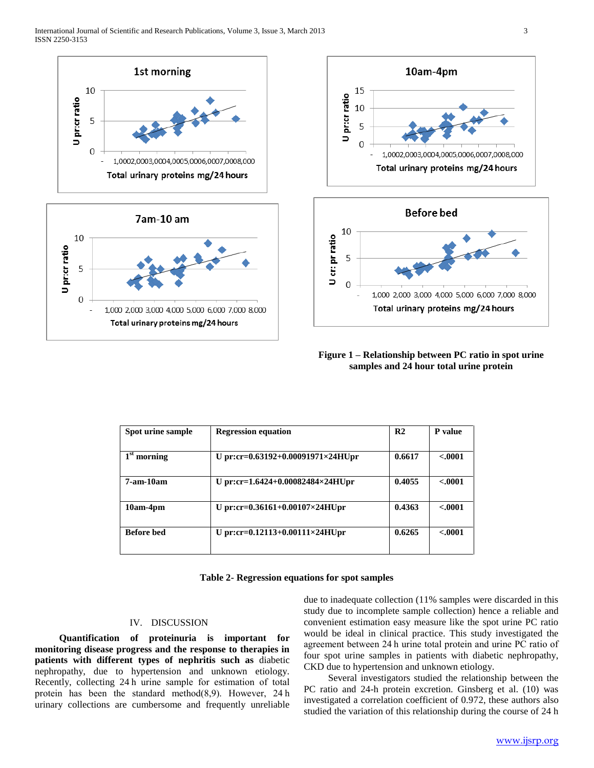Figure 1 – Relationship between PC ratio in spot urine samples and 24 hour total urine protein

| Spot urine sample | Regression equation | R2 | P value |
|---|---|---|---|
| 1st morning | U pr:cr=0.63192+0.00091971×24HUpr | 0.6617 | <.0001 |
| 7-am-10am | U pr:cr=1.6424+0.00082484×24HUpr | 0.4055 | <.0001 |
| 10am-4pm | U pr:cr=0.36161+0.00107×24HUpr | 0.4363 | <.0001 |
| Before bed | U pr:cr=0.12113+0.00111×24HUpr | 0.6265 | <.0001 |

**Table 2- Regression equations for spot samples**

## IV. DISCUSSION

**Quantification of proteinuria is important for monitoring disease progress and the response to therapies in patients with different types of nephritis such as** diabetic nephropathy, due to hypertension and unknown etiology. Recently, collecting 24 h urine sample for estimation of total protein has been the standard method(8,9). However, 24 h urinary collections are cumbersome and frequently unreliable due to inadequate collection (11% samples were discarded in this study due to incomplete sample collection) hence a reliable and convenient estimation easy measure like the spot urine PC ratio would be ideal in clinical practice. This study investigated the agreement between 24 h urine total protein and urine PC ratio of four spot urine samples in patients with diabetic nephropathy, CKD due to hypertension and unknown etiology.

Several investigators studied the relationship between the PC ratio and 24-h protein excretion. Ginsberg et al. (10) was investigated a correlation coefficient of 0.972, these authors also studied the variation of this relationship during the course of 24 h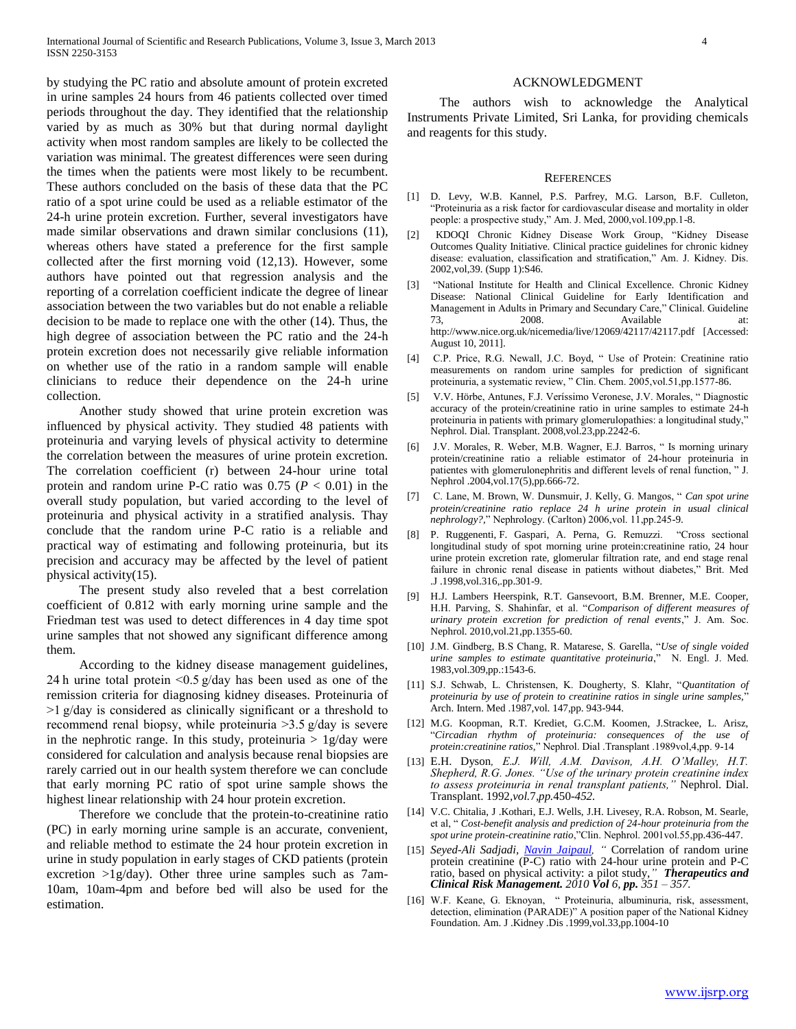by studying the PC ratio and absolute amount of protein excreted in urine samples 24 hours from 46 patients collected over timed periods throughout the day. They identified that the relationship varied by as much as 30% but that during normal daylight activity when most random samples are likely to be collected the variation was minimal. The greatest differences were seen during the times when the patients were most likely to be recumbent. These authors concluded on the basis of these data that the PC ratio of a spot urine could be used as a reliable estimator of the 24-h urine protein excretion. Further, several investigators have made similar observations and drawn similar conclusions (11), whereas others have stated a preference for the first sample collected after the first morning void (12,13). However, some authors have pointed out that regression analysis and the reporting of a correlation coefficient indicate the degree of linear association between the two variables but do not enable a reliable decision to be made to replace one with the other (14). Thus, the high degree of association between the PC ratio and the 24-h protein excretion does not necessarily give reliable information on whether use of the ratio in a random sample will enable clinicians to reduce their dependence on the 24-h urine collection.

Another study showed that urine protein excretion was influenced by physical activity. They studied 48 patients with proteinuria and varying levels of physical activity to determine the correlation between the measures of urine protein excretion. The correlation coefficient (r) between 24-hour urine total protein and random urine P-C ratio was 0.75 ($P < 0.01$) in the overall study population, but varied according to the level of proteinuria and physical activity in a stratified analysis. Thay conclude that the random urine P-C ratio is a reliable and practical way of estimating and following proteinuria, but its precision and accuracy may be affected by the level of patient physical activity(15).

The present study also reveled that a best correlation coefficient of 0.812 with early morning urine sample and the Friedman test was used to detect differences in 4 day time spot urine samples that not showed any significant difference among them.

According to the kidney disease management guidelines, 24 h urine total protein <0.5 g/day has been used as one of the remission criteria for diagnosing kidney diseases. Proteinuria of >1 g/day is considered as clinically significant or a threshold to recommend renal biopsy, while proteinuria >3.5 g/day is severe in the nephrotic range. In this study, proteinuria > 1g/day were considered for calculation and analysis because renal biopsies are rarely carried out in our health system therefore we can conclude that early morning PC ratio of spot urine sample shows the highest linear relationship with 24 hour protein excretion.

Therefore we conclude that the protein-to-creatinine ratio (PC) in early morning urine sample is an accurate, convenient, and reliable method to estimate the 24 hour protein excretion in urine in study population in early stages of CKD patients (protein excretion >1g/day). Other three urine samples such as 7am-10am, 10am-4pm and before bed will also be used for the estimation.

## ACKNOWLEDGMENT

The authors wish to acknowledge the Analytical Instruments Private Limited, Sri Lanka, for providing chemicals and reagents for this study.

## REFERENCES

[1] D. Levy, W.B. Kannel, P.S. Parfrey, M.G. Larson, B.F. Culleton, "Proteinuria as a risk factor for cardiovascular disease and mortality in older people: a prospective study," Am. J. Med, 2000,vol.109,pp.1-8.

[2] KDOQI Chronic Kidney Disease Work Group, "Kidney Disease Outcomes Quality Initiative. Clinical practice guidelines for chronic kidney disease: evaluation, classification and stratification," Am. J. Kidney. Dis. 2002,vol,39. (Supp 1):S46.

[3] "National Institute for Health and Clinical Excellence. Chronic Kidney Disease: National Clinical Guideline for Early Identification and Management in Adults in Primary and Secundary Care," Clinical. Guideline 73, 2008. Available at: http://www.nice.org.uk/nicemedia/live/12069/42117/42117.pdf [Accessed: August 10, 2011].

[4] C.P. Price, R.G. Newall, J.C. Boyd, " Use of Protein: Creatinine ratio measurements on random urine samples for prediction of significant proteinuria, a systematic review, " Clin. Chem. 2005,vol.51,pp.1577-86.

[5] V.V. Hörbe, Antunes, F.J. Veríssimo Veronese, J.V. Morales, " Diagnostic accuracy of the protein/creatinine ratio in urine samples to estimate 24-h proteinuria in patients with primary glomerulopathies: a longitudinal study," Nephrol. Dial. Transplant. 2008,vol.23,pp.2242-6.

[6] J.V. Morales, R. Weber, M.B. Wagner, E.J. Barros, " Is morning urinary protein/creatinine ratio a reliable estimator of 24-hour proteinuria in patientes with glomerulonephritis and different levels of renal function, " J. Nephrol .2004,vol.17(5),pp.666-72.

[7] C. Lane, M. Brown, W. Dunsmuir, J. Kelly, G. Mangos, " *Can spot urine protein/creatinine ratio replace 24 h urine protein in usual clinical nephrology?*," Nephrology. (Carlton) 2006,vol. 11,pp.245-9.

[8] P. Ruggenenti, F. Gaspari, A. Perna, G. Remuzzi. "Cross sectional longitudinal study of spot morning urine protein:creatinine ratio, 24 hour urine protein excretion rate, glomerular filtration rate, and end stage renal failure in chronic renal disease in patients without diabetes," Brit. Med .J .1998,vol.316,.pp.301-9.

[9] H.J. Lambers Heerspink, R.T. Gansevoort, B.M. Brenner, M.E. Cooper, H.H. Parving, S. Shahinfar, et al. "*Comparison of different measures of urinary protein excretion for prediction of renal events*," J. Am. Soc. Nephrol. 2010,vol.21,pp.1355-60.

[10] J.M. Gindberg, B.S Chang, R. Matarese, S. Garella, "*Use of single voided urine samples to estimate quantitative proteinuria*," N. Engl. J. Med. 1983,vol.309,pp.:1543-6.

[11] S.J. Schwab, L. Christensen, K. Dougherty, S. Klahr, "*Quantitation of proteinuria by use of protein to creatinine ratios in single urine samples*," Arch. Intern. Med .1987,vol. 147,pp. 943-944.

[12] M.G. Koopman, R.T. Krediet, G.C.M. Koomen, J.Strackee, L. Arisz, "*Circadian rhythm of proteinuria: consequences of the use of protein:creatinine ratios*," Nephrol. Dial .Transplant .1989vol,4,pp. 9-14

[13] E.H. Dyson*, E.J. Will, A.M. Davison, A.H. O'Malley, H.T. Shepherd, R.G. Jones. "Use of the urinary protein creatinine index to assess proteinuria in renal transplant patients,"* Nephrol. Dial. Transplant. 1992,*vol.*7,*pp.*450-*452*.

[14] V.C. Chitalia, J .Kothari, E.J. Wells, J.H. Livesey, R.A. Robson, M. Searle, et al, " *Cost-benefit analysis and prediction of 24-hour proteinuria from the spot urine protein-creatinine ratio*,"Clin. Nephrol. 2001vol.55,pp.436-447.

[15] *Seyed-Ali Sadjadi, Navin Jaipaul, "* Correlation of random urine protein creatinine (P-C) ratio with 24-hour urine protein and P-C ratio, based on physical activity: a pilot study,*" **Therapeutics and Clinical Risk Management.** 2010 **Vol** 6, **pp.** 351 – 357.*

[16] W.F. Keane, G. Eknoyan, " Proteinuria, albuminuria, risk, assessment, detection, elimination (PARADE)" A position paper of the National Kidney Foundation. Am. J .Kidney .Dis .1999,vol.33,pp.1004-10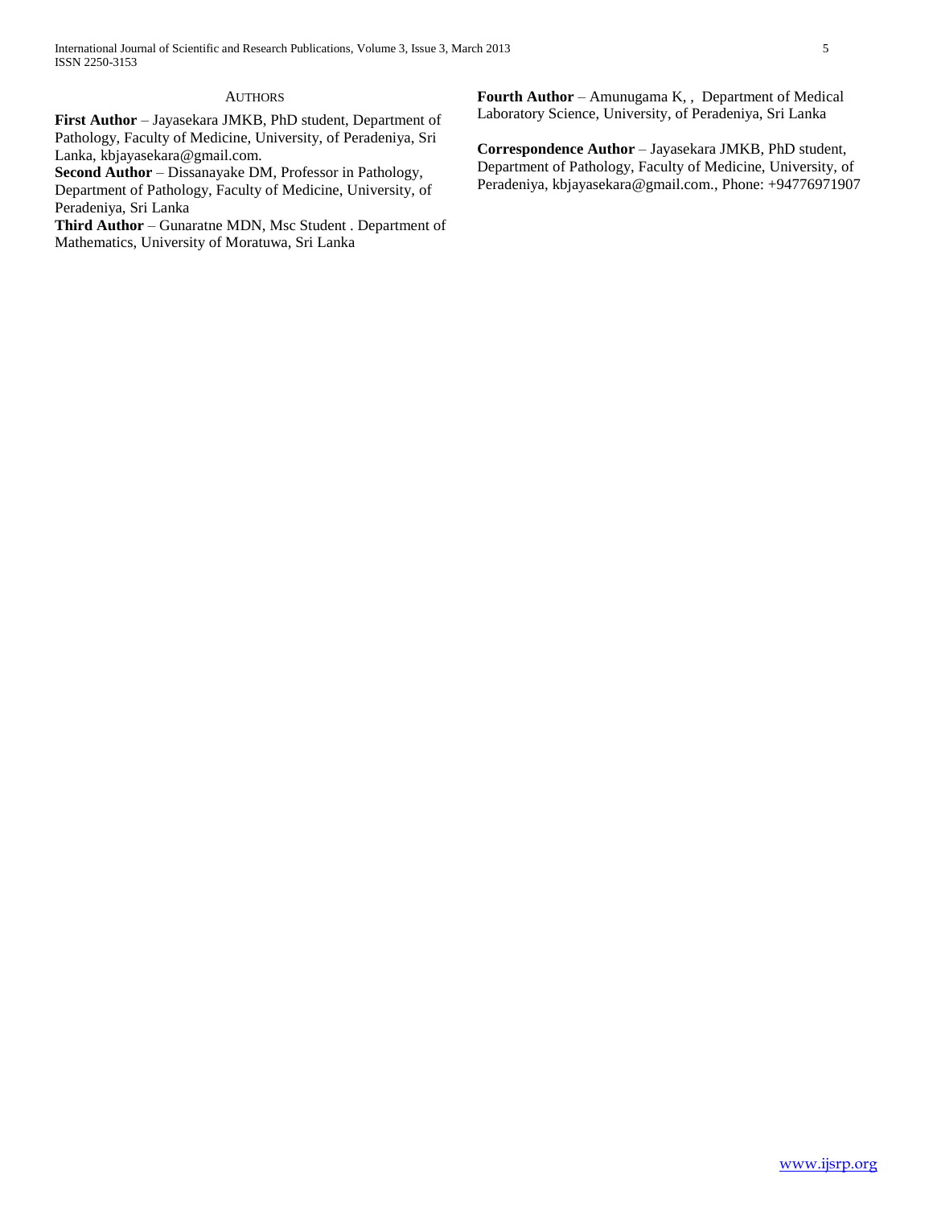## AUTHORS

**First Author** – Jayasekara JMKB, PhD student, Department of Pathology, Faculty of Medicine, University, of Peradeniya, Sri Lanka, kbjayasekara@gmail.com.

**Second Author** – Dissanayake DM, Professor in Pathology, Department of Pathology, Faculty of Medicine, University, of Peradeniya, Sri Lanka

**Third Author** – Gunaratne MDN, Msc Student . Department of Mathematics, University of Moratuwa, Sri Lanka

**Fourth Author** – Amunugama K, , Department of Medical Laboratory Science, University, of Peradeniya, Sri Lanka

**Correspondence Author** – Jayasekara JMKB, PhD student, Department of Pathology, Faculty of Medicine, University, of Peradeniya, kbjayasekara@gmail.com., Phone: +94776971907